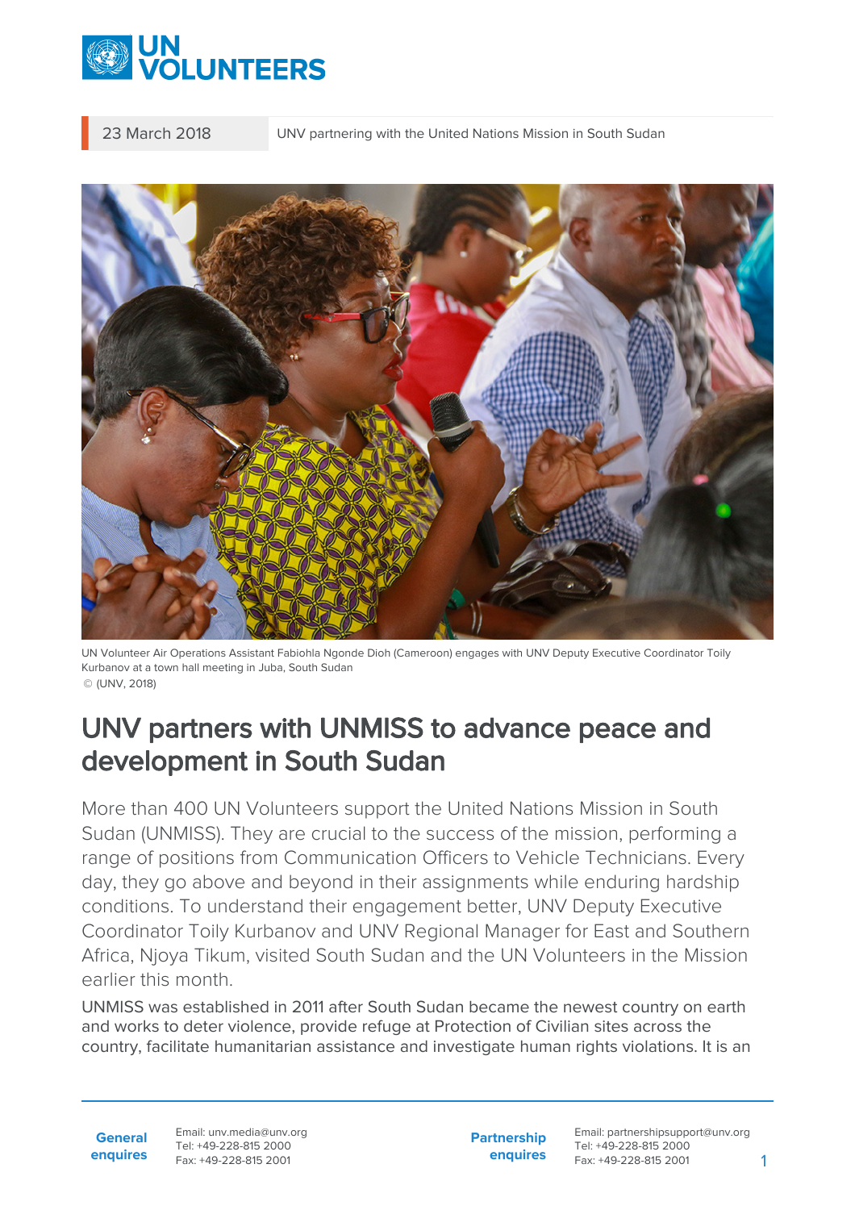23 March 2018 | UNV partnering with the United Nations Mission in South Sudan

UN Volunteer Air Operations Assistant Fabiohla Ngonde Dioh (Cameroon) engages with UNV Deputy Executive Coordinator Toily Kurbanov at a town hall meeting in Juba, South Sudan
© (UNV, 2018)

# UNV partners with UNMISS to advance peace and development in South Sudan

More than 400 UN Volunteers support the United Nations Mission in South Sudan (UNMISS). They are crucial to the success of the mission, performing a range of positions from Communication Officers to Vehicle Technicians. Every day, they go above and beyond in their assignments while enduring hardship conditions. To understand their engagement better, UNV Deputy Executive Coordinator Toily Kurbanov and UNV Regional Manager for East and Southern Africa, Njoya Tikum, visited South Sudan and the UN Volunteers in the Mission earlier this month.

UNMISS was established in 2011 after South Sudan became the newest country on earth and works to deter violence, provide refuge at Protection of Civilian sites across the country, facilitate humanitarian assistance and investigate human rights violations. It is an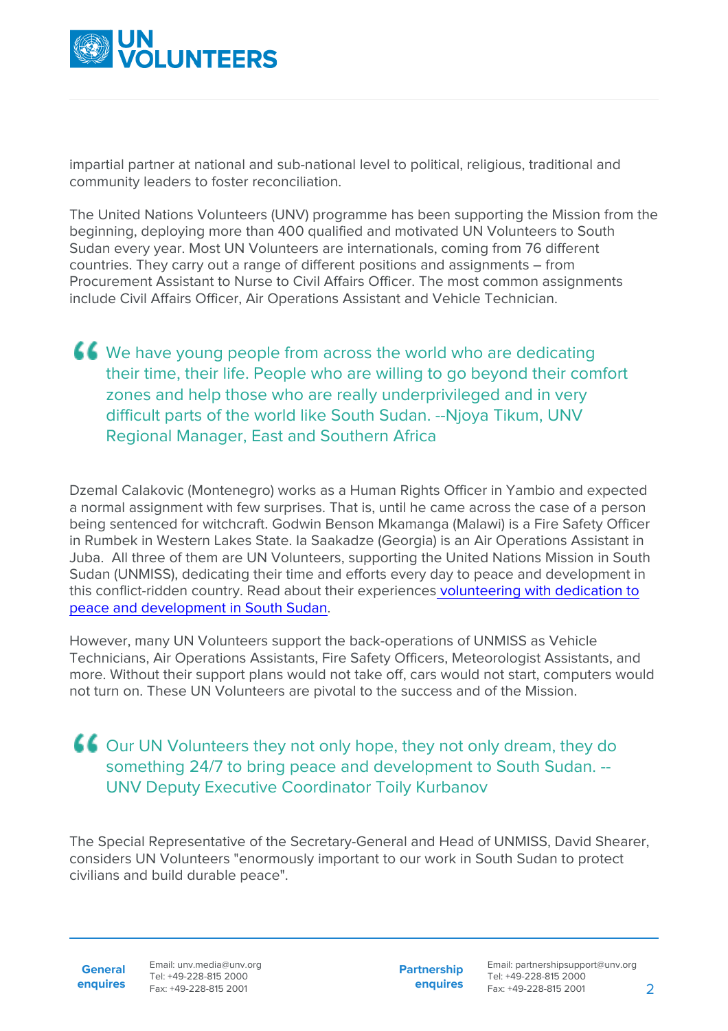impartial partner at national and sub-national level to political, religious, traditional and community leaders to foster reconciliation.

The United Nations Volunteers (UNV) programme has been supporting the Mission from the beginning, deploying more than 400 qualified and motivated UN Volunteers to South Sudan every year. Most UN Volunteers are internationals, coming from 76 different countries. They carry out a range of different positions and assignments – from Procurement Assistant to Nurse to Civil Affairs Officer. The most common assignments include Civil Affairs Officer, Air Operations Assistant and Vehicle Technician.

> We have young people from across the world who are dedicating their time, their life. People who are willing to go beyond their comfort zones and help those who are really underprivileged and in very difficult parts of the world like South Sudan. --Njoya Tikum, UNV Regional Manager, East and Southern Africa

Dzemal Calakovic (Montenegro) works as a Human Rights Officer in Yambio and expected a normal assignment with few surprises. That is, until he came across the case of a person being sentenced for witchcraft. Godwin Benson Mkamanga (Malawi) is a Fire Safety Officer in Rumbek in Western Lakes State. Ia Saakadze (Georgia) is an Air Operations Assistant in Juba. All three of them are UN Volunteers, supporting the United Nations Mission in South Sudan (UNMISS), dedicating their time and efforts every day to peace and development in this conflict-ridden country. Read about their experiences volunteering with dedication to peace and development in South Sudan.

However, many UN Volunteers support the back-operations of UNMISS as Vehicle Technicians, Air Operations Assistants, Fire Safety Officers, Meteorologist Assistants, and more. Without their support plans would not take off, cars would not start, computers would not turn on. These UN Volunteers are pivotal to the success and of the Mission.

> Our UN Volunteers they not only hope, they not only dream, they do something 24/7 to bring peace and development to South Sudan. -- UNV Deputy Executive Coordinator Toily Kurbanov

The Special Representative of the Secretary-General and Head of UNMISS, David Shearer, considers UN Volunteers "enormously important to our work in South Sudan to protect civilians and build durable peace".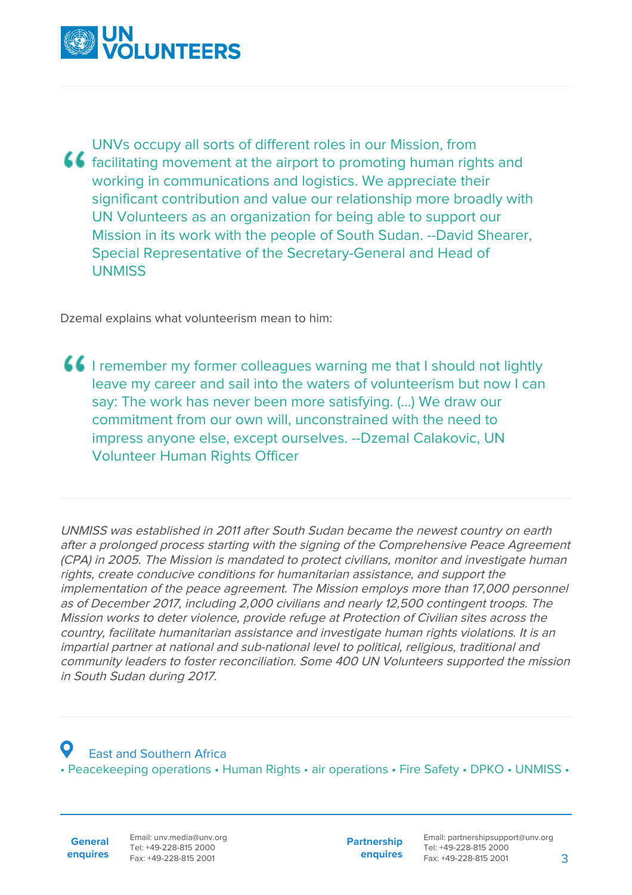> UNVs occupy all sorts of different roles in our Mission, from facilitating movement at the airport to promoting human rights and working in communications and logistics. We appreciate their significant contribution and value our relationship more broadly with UN Volunteers as an organization for being able to support our Mission in its work with the people of South Sudan. --David Shearer, Special Representative of the Secretary-General and Head of UNMISS

Dzemal explains what volunteerism mean to him:

> I remember my former colleagues warning me that I should not lightly leave my career and sail into the waters of volunteerism but now I can say: The work has never been more satisfying. (...) We draw our commitment from our own will, unconstrained with the need to impress anyone else, except ourselves. --Dzemal Calakovic, UN Volunteer Human Rights Officer

*UNMISS was established in 2011 after South Sudan became the newest country on earth after a prolonged process starting with the signing of the Comprehensive Peace Agreement (CPA) in 2005. The Mission is mandated to protect civilians, monitor and investigate human rights, create conducive conditions for humanitarian assistance, and support the implementation of the peace agreement. The Mission employs more than 17,000 personnel as of December 2017, including 2,000 civilians and nearly 12,500 contingent troops. The Mission works to deter violence, provide refuge at Protection of Civilian sites across the country, facilitate humanitarian assistance and investigate human rights violations. It is an impartial partner at national and sub-national level to political, religious, traditional and community leaders to foster reconciliation. Some 400 UN Volunteers supported the mission in South Sudan during 2017.*

East and Southern Africa

• Peacekeeping operations • Human Rights • air operations • Fire Safety • DPKO • UNMISS •

**General enquiries**
Email: unv.media@unv.org
Tel: +49-228-815 2000
Fax: +49-228-815 2001

**Partnership enquires**
Email: partnershipsupport@unv.org
Tel: +49-228-815 2000
Fax: +49-228-815 2001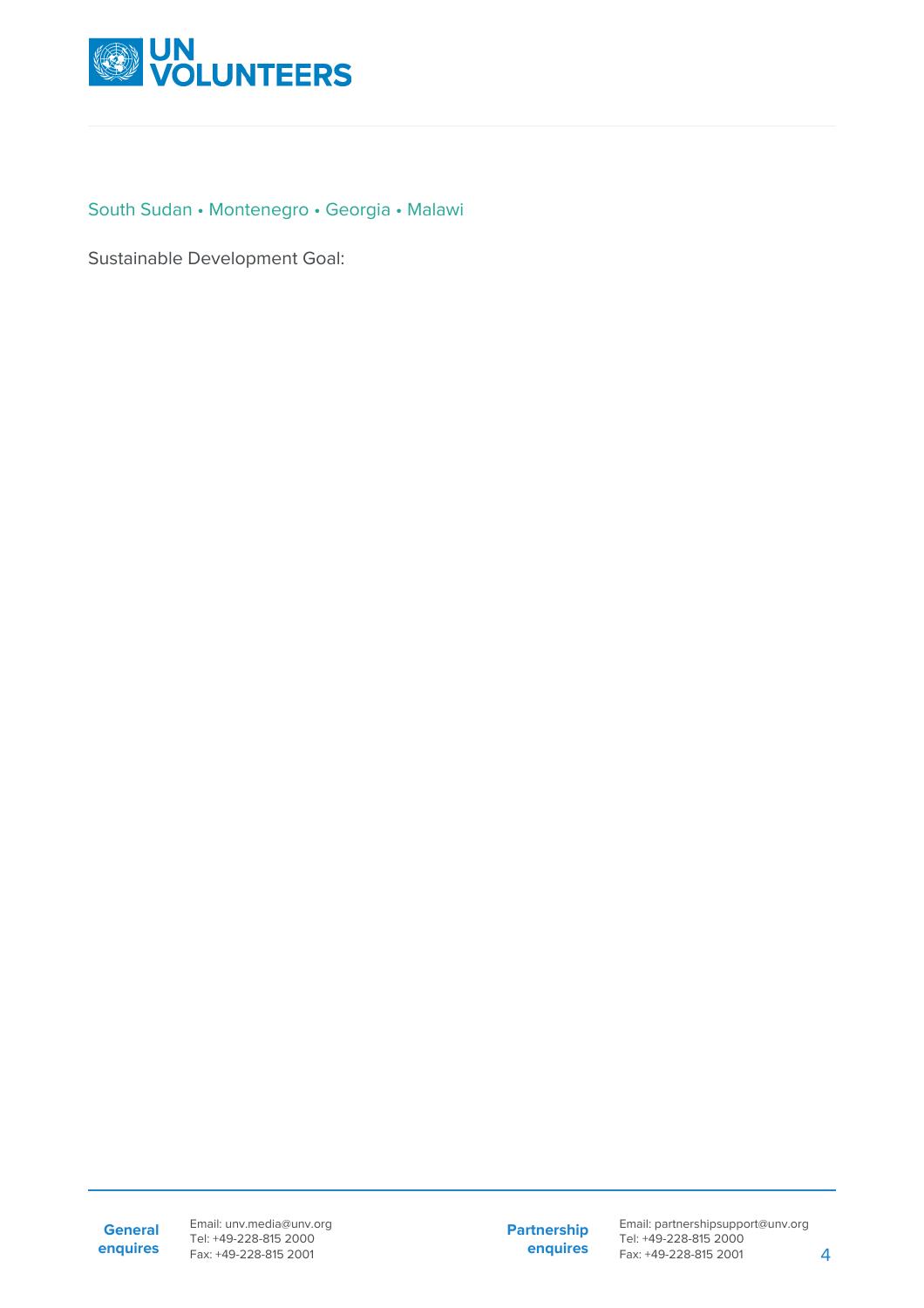South Sudan • Montenegro • Georgia • Malawi

Sustainable Development Goal: